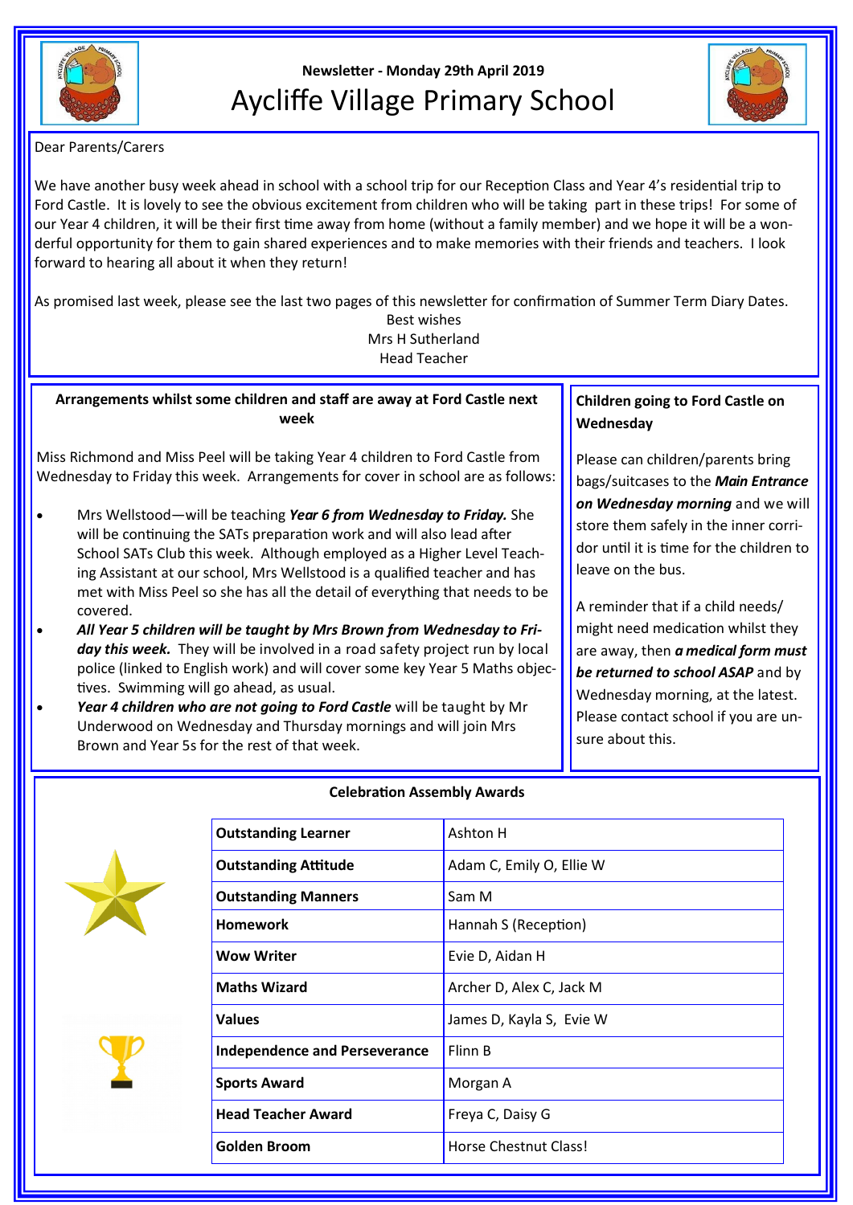Newsletter - Monday 29th April 2019

# Aycliffe Village Primary School

Dear Parents/Carers

We have another busy week ahead in school with a school trip for our Reception Class and Year 4's residential trip to Ford Castle. It is lovely to see the obvious excitement from children who will be taking part in these trips! For some of our Year 4 children, it will be their first time away from home (without a family member) and we hope it will be a wonderful opportunity for them to gain shared experiences and to make memories with their friends and teachers. I look forward to hearing all about it when they return!

As promised last week, please see the last two pages of this newsletter for confirmation of Summer Term Diary Dates.

Best wishes
Mrs H Sutherland
Head Teacher

## Arrangements whilst some children and staff are away at Ford Castle next week

Miss Richmond and Miss Peel will be taking Year 4 children to Ford Castle from Wednesday to Friday this week. Arrangements for cover in school are as follows:

- Mrs Wellstood—will be teaching ***Year 6 from Wednesday to Friday.*** She will be continuing the SATs preparation work and will also lead after School SATs Club this week. Although employed as a Higher Level Teaching Assistant at our school, Mrs Wellstood is a qualified teacher and has met with Miss Peel so she has all the detail of everything that needs to be covered.
- ***All Year 5 children will be taught by Mrs Brown from Wednesday to Friday this week.*** They will be involved in a road safety project run by local police (linked to English work) and will cover some key Year 5 Maths objectives. Swimming will go ahead, as usual.
- ***Year 4 children who are not going to Ford Castle*** will be taught by Mr Underwood on Wednesday and Thursday mornings and will join Mrs Brown and Year 5s for the rest of that week.

## Children going to Ford Castle on Wednesday

Please can children/parents bring bags/suitcases to the ***Main Entrance on Wednesday morning*** and we will store them safely in the inner corridor until it is time for the children to leave on the bus.

A reminder that if a child needs/might need medication whilst they are away, then ***a medical form must be returned to school ASAP*** and by Wednesday morning, at the latest. Please contact school if you are unsure about this.

## Celebration Assembly Awards

| | |
|---|---|
| **Outstanding Learner** | Ashton H |
| **Outstanding Attitude** | Adam C, Emily O, Ellie W |
| **Outstanding Manners** | Sam M |
| **Homework** | Hannah S (Reception) |
| **Wow Writer** | Evie D, Aidan H |
| **Maths Wizard** | Archer D, Alex C, Jack M |
| **Values** | James D, Kayla S, Evie W |
| **Independence and Perseverance** | Flinn B |
| **Sports Award** | Morgan A |
| **Head Teacher Award** | Freya C, Daisy G |
| **Golden Broom** | Horse Chestnut Class! |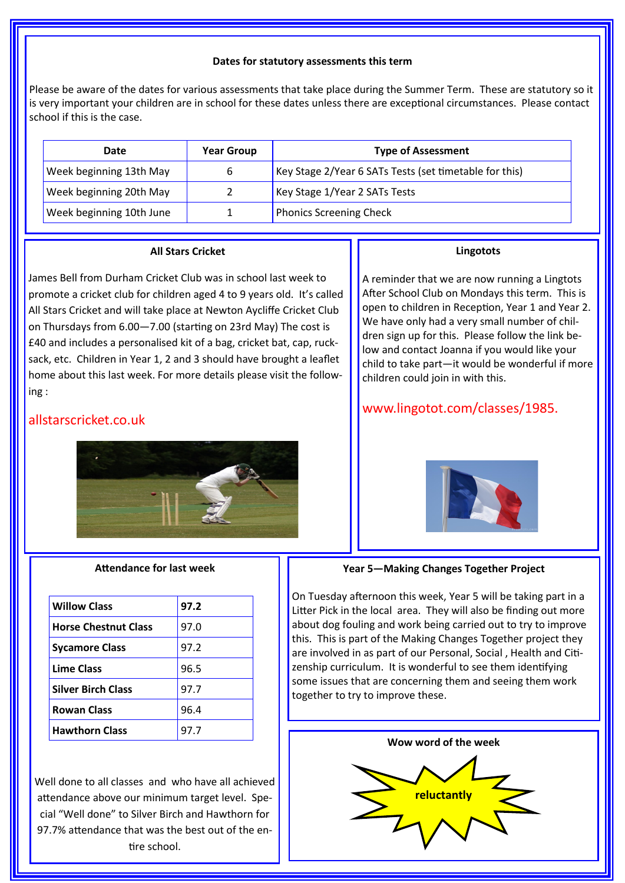### Dates for statutory assessments this term

Please be aware of the dates for various assessments that take place during the Summer Term. These are statutory so it is very important your children are in school for these dates unless there are exceptional circumstances. Please contact school if this is the case.

| Date | Year Group | Type of Assessment |
|---|---|---|
| Week beginning 13th May | 6 | Key Stage 2/Year 6 SATs Tests (set timetable for this) |
| Week beginning 20th May | 2 | Key Stage 1/Year 2 SATs Tests |
| Week beginning 10th June | 1 | Phonics Screening Check |

### All Stars Cricket

James Bell from Durham Cricket Club was in school last week to promote a cricket club for children aged 4 to 9 years old. It's called All Stars Cricket and will take place at Newton Aycliffe Cricket Club on Thursdays from 6.00—7.00 (starting on 23rd May) The cost is £40 and includes a personalised kit of a bag, cricket bat, cap, rucksack, etc. Children in Year 1, 2 and 3 should have brought a leaflet home about this last week. For more details please visit the following :

allstarscricket.co.uk

### Lingotots

A reminder that we are now running a Lingtots After School Club on Mondays this term. This is open to children in Reception, Year 1 and Year 2. We have only had a very small number of children sign up for this. Please follow the link below and contact Joanna if you would like your child to take part—it would be wonderful if more children could join in with this.

www.lingotot.com/classes/1985.

### Attendance for last week

| Class | Attendance |
|---|---|
| **Willow Class** | **97.2** |
| **Horse Chestnut Class** | 97.0 |
| **Sycamore Class** | 97.2 |
| **Lime Class** | 96.5 |
| **Silver Birch Class** | 97.7 |
| **Rowan Class** | 96.4 |
| **Hawthorn Class** | 97.7 |

Well done to all classes and who have all achieved attendance above our minimum target level. Special "Well done" to Silver Birch and Hawthorn for 97.7% attendance that was the best out of the entire school.

### Year 5—Making Changes Together Project

On Tuesday afternoon this week, Year 5 will be taking part in a Litter Pick in the local area. They will also be finding out more about dog fouling and work being carried out to try to improve this. This is part of the Making Changes Together project they are involved in as part of our Personal, Social , Health and Citizenship curriculum. It is wonderful to see them identifying some issues that are concerning them and seeing them work together to try to improve these.

### Wow word of the week

**reluctantly**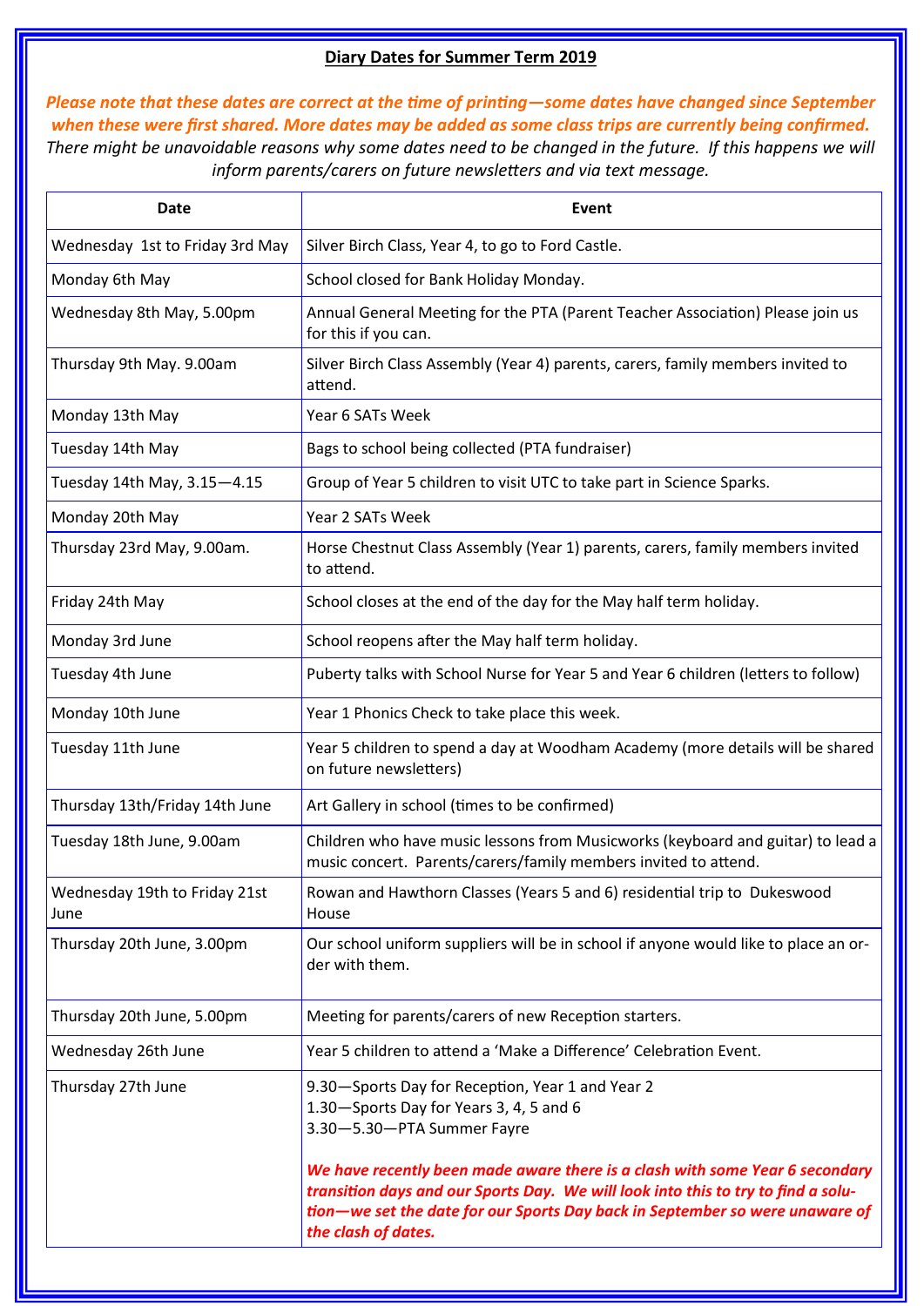**Diary Dates for Summer Term 2019**

***Please note that these dates are correct at the time of printing—some dates have changed since September when these were first shared. More dates may be added as some class trips are currently being confirmed.***
*There might be unavoidable reasons why some dates need to be changed in the future. If this happens we will inform parents/carers on future newsletters and via text message.*

| Date | Event |
|---|---|
| Wednesday 1st to Friday 3rd May | Silver Birch Class, Year 4, to go to Ford Castle. |
| Monday 6th May | School closed for Bank Holiday Monday. |
| Wednesday 8th May, 5.00pm | Annual General Meeting for the PTA (Parent Teacher Association) Please join us for this if you can. |
| Thursday 9th May. 9.00am | Silver Birch Class Assembly (Year 4) parents, carers, family members invited to attend. |
| Monday 13th May | Year 6 SATs Week |
| Tuesday 14th May | Bags to school being collected (PTA fundraiser) |
| Tuesday 14th May, 3.15—4.15 | Group of Year 5 children to visit UTC to take part in Science Sparks. |
| Monday 20th May | Year 2 SATs Week |
| Thursday 23rd May, 9.00am. | Horse Chestnut Class Assembly (Year 1) parents, carers, family members invited to attend. |
| Friday 24th May | School closes at the end of the day for the May half term holiday. |
| Monday 3rd June | School reopens after the May half term holiday. |
| Tuesday 4th June | Puberty talks with School Nurse for Year 5 and Year 6 children (letters to follow) |
| Monday 10th June | Year 1 Phonics Check to take place this week. |
| Tuesday 11th June | Year 5 children to spend a day at Woodham Academy (more details will be shared on future newsletters) |
| Thursday 13th/Friday 14th June | Art Gallery in school (times to be confirmed) |
| Tuesday 18th June, 9.00am | Children who have music lessons from Musicworks (keyboard and guitar) to lead a music concert. Parents/carers/family members invited to attend. |
| Wednesday 19th to Friday 21st June | Rowan and Hawthorn Classes (Years 5 and 6) residential trip to Dukeswood House |
| Thursday 20th June, 3.00pm | Our school uniform suppliers will be in school if anyone would like to place an order with them. |
| Thursday 20th June, 5.00pm | Meeting for parents/carers of new Reception starters. |
| Wednesday 26th June | Year 5 children to attend a 'Make a Difference' Celebration Event. |
| Thursday 27th June | 9.30—Sports Day for Reception, Year 1 and Year 2<br>1.30—Sports Day for Years 3, 4, 5 and 6<br>3.30—5.30—PTA Summer Fayre<br><br>***We have recently been made aware there is a clash with some Year 6 secondary transition days and our Sports Day. We will look into this to try to find a solution—we set the date for our Sports Day back in September so were unaware of the clash of dates.*** |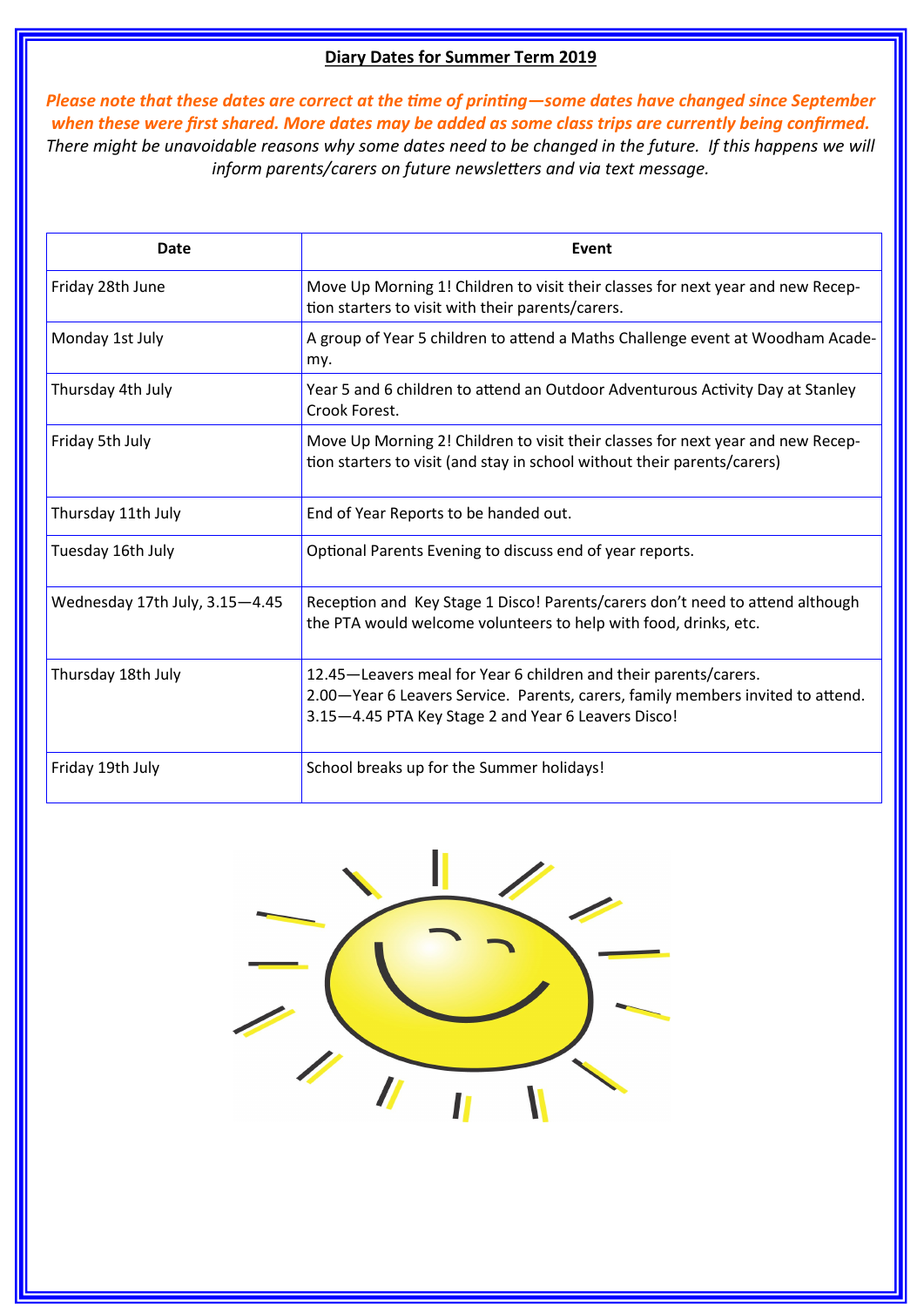**Diary Dates for Summer Term 2019**

***Please note that these dates are correct at the time of printing—some dates have changed since September when these were first shared. More dates may be added as some class trips are currently being confirmed.***
*There might be unavoidable reasons why some dates need to be changed in the future. If this happens we will inform parents/carers on future newsletters and via text message.*

| Date | Event |
| --- | --- |
| Friday 28th June | Move Up Morning 1! Children to visit their classes for next year and new Reception starters to visit with their parents/carers. |
| Monday 1st July | A group of Year 5 children to attend a Maths Challenge event at Woodham Academy. |
| Thursday 4th July | Year 5 and 6 children to attend an Outdoor Adventurous Activity Day at Stanley Crook Forest. |
| Friday 5th July | Move Up Morning 2! Children to visit their classes for next year and new Reception starters to visit (and stay in school without their parents/carers) |
| Thursday 11th July | End of Year Reports to be handed out. |
| Tuesday 16th July | Optional Parents Evening to discuss end of year reports. |
| Wednesday 17th July, 3.15—4.45 | Reception and Key Stage 1 Disco! Parents/carers don't need to attend although the PTA would welcome volunteers to help with food, drinks, etc. |
| Thursday 18th July | 12.45—Leavers meal for Year 6 children and their parents/carers.<br>2.00—Year 6 Leavers Service. Parents, carers, family members invited to attend.<br>3.15—4.45 PTA Key Stage 2 and Year 6 Leavers Disco! |
| Friday 19th July | School breaks up for the Summer holidays! |